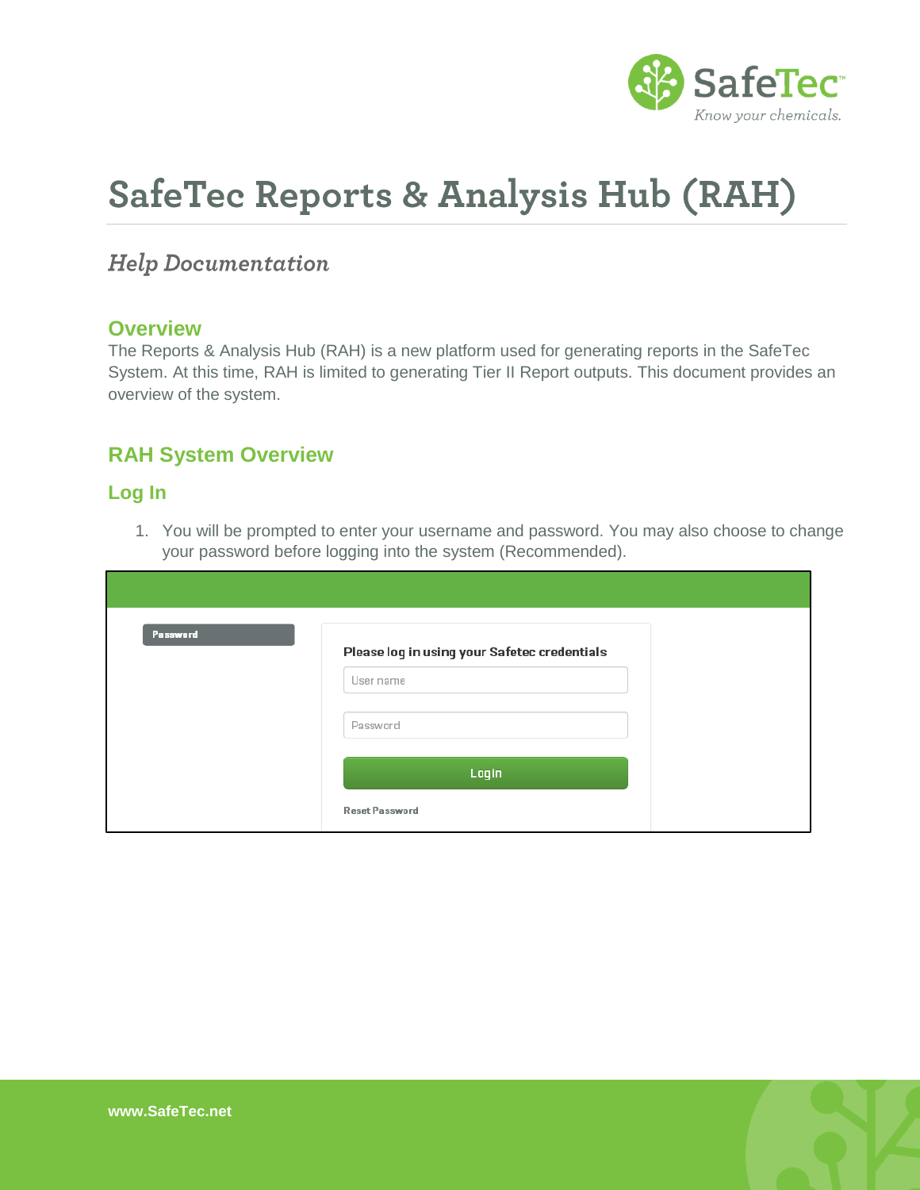# SafeTec Reports & Analysis Hub (RAH)

*Help Documentation*

## Overview

The Reports & Analysis Hub (RAH) is a new platform used for generating reports in the SafeTec System. At this time, RAH is limited to generating Tier II Report outputs. This document provides an overview of the system.

## RAH System Overview

### Log In

1. You will be prompted to enter your username and password. You may also choose to change your password before logging into the system (Recommended).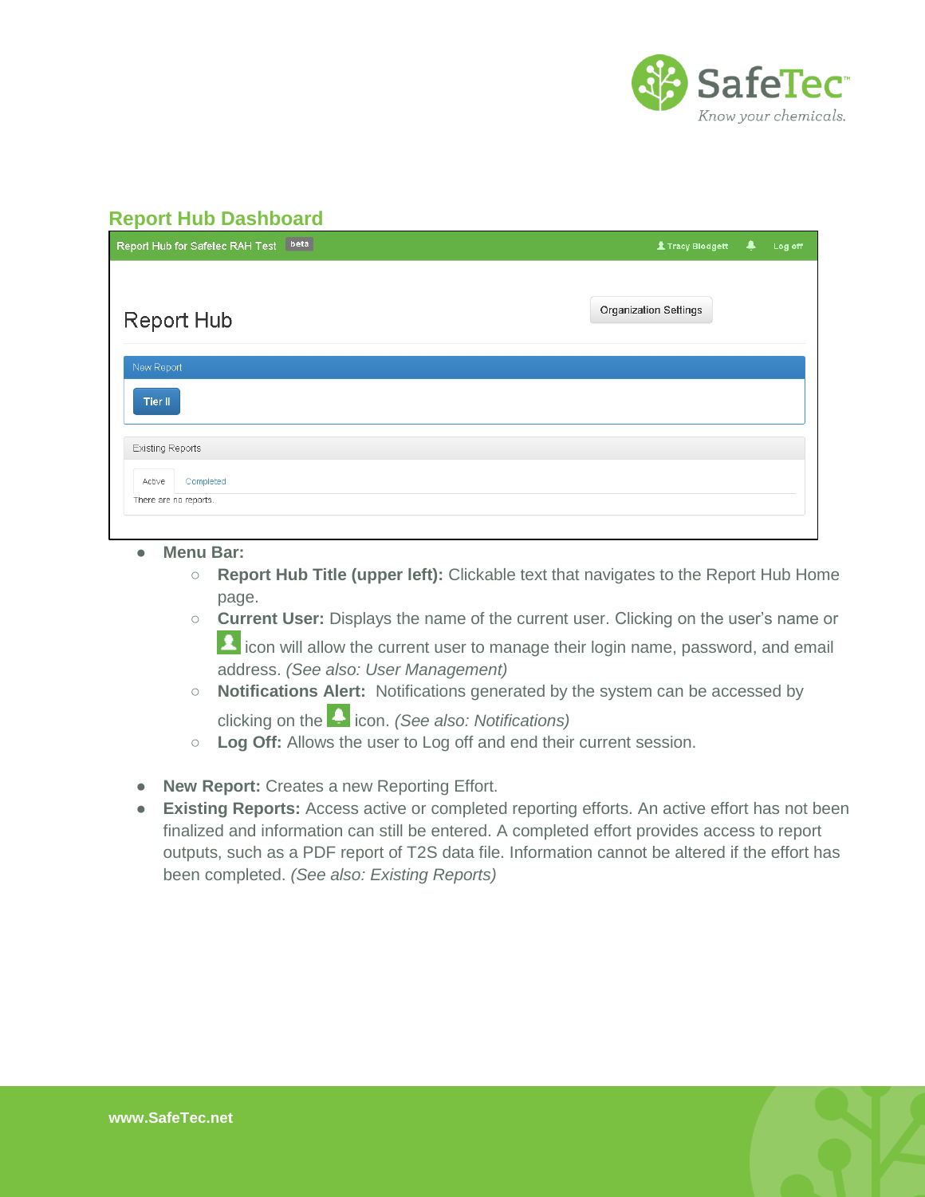## Report Hub Dashboard

- **Menu Bar:**
  - **Report Hub Title (upper left):** Clickable text that navigates to the Report Hub Home page.
  - **Current User:** Displays the name of the current user. Clicking on the user's name or icon will allow the current user to manage their login name, password, and email address. *(See also: User Management)*
  - **Notifications Alert:** Notifications generated by the system can be accessed by clicking on the icon. *(See also: Notifications)*
  - **Log Off:** Allows the user to Log off and end their current session.

- **New Report:** Creates a new Reporting Effort.
- **Existing Reports:** Access active or completed reporting efforts. An active effort has not been finalized and information can still be entered. A completed effort provides access to report outputs, such as a PDF report of T2S data file. Information cannot be altered if the effort has been completed. *(See also: Existing Reports)*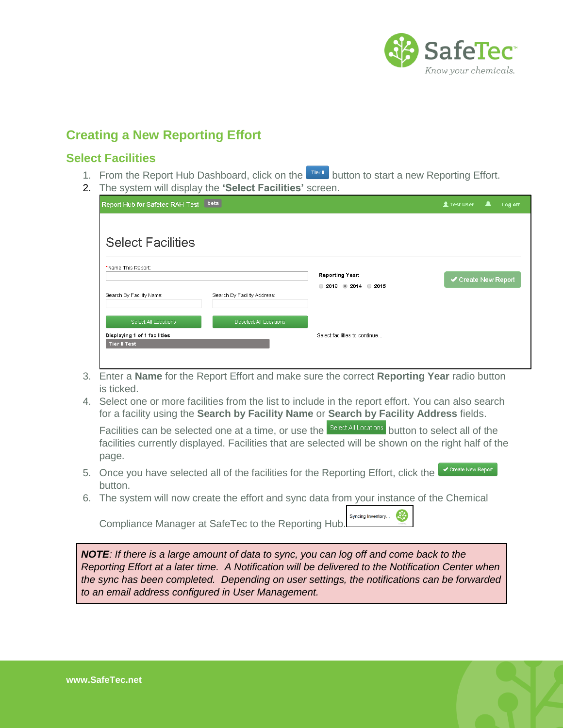## Creating a New Reporting Effort

### Select Facilities

1. From the Report Hub Dashboard, click on the Tier II button to start a new Reporting Effort.
2. The system will display the **'Select Facilities'** screen.
3. Enter a **Name** for the Report Effort and make sure the correct **Reporting Year** radio button is ticked.
4. Select one or more facilities from the list to include in the report effort. You can also search for a facility using the **Search by Facility Name** or **Search by Facility Address** fields.

   Facilities can be selected one at a time, or use the Select All Locations button to select all of the facilities currently displayed. Facilities that are selected will be shown on the right half of the page.
5. Once you have selected all of the facilities for the Reporting Effort, click the ✔ Create New Report button.
6. The system will now create the effort and sync data from your instance of the Chemical Compliance Manager at SafeTec to the Reporting Hub. Syncing Inventory...

***NOTE**: If there is a large amount of data to sync, you can log off and come back to the Reporting Effort at a later time. A Notification will be delivered to the Notification Center when the sync has been completed. Depending on user settings, the notifications can be forwarded to an email address configured in User Management.*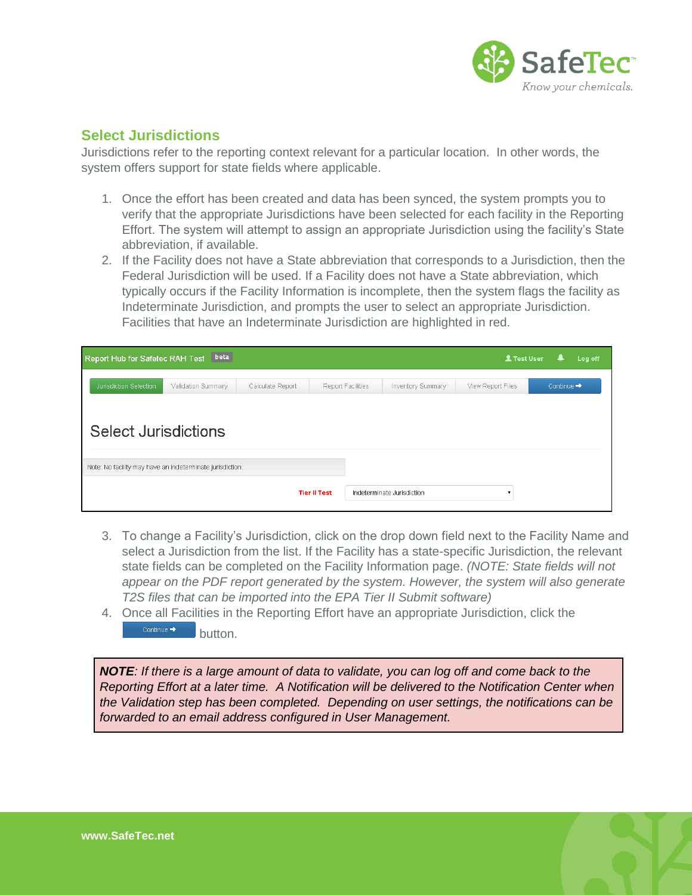## Select Jurisdictions

Jurisdictions refer to the reporting context relevant for a particular location. In other words, the system offers support for state fields where applicable.

1. Once the effort has been created and data has been synced, the system prompts you to verify that the appropriate Jurisdictions have been selected for each facility in the Reporting Effort. The system will attempt to assign an appropriate Jurisdiction using the facility's State abbreviation, if available.
2. If the Facility does not have a State abbreviation that corresponds to a Jurisdiction, then the Federal Jurisdiction will be used. If a Facility does not have a State abbreviation, which typically occurs if the Facility Information is incomplete, then the system flags the facility as Indeterminate Jurisdiction, and prompts the user to select an appropriate Jurisdiction. Facilities that have an Indeterminate Jurisdiction are highlighted in red.
3. To change a Facility's Jurisdiction, click on the drop down field next to the Facility Name and select a Jurisdiction from the list. If the Facility has a state-specific Jurisdiction, the relevant state fields can be completed on the Facility Information page. *(NOTE: State fields will not appear on the PDF report generated by the system. However, the system will also generate T2S files that can be imported into the EPA Tier II Submit software)*
4. Once all Facilities in the Reporting Effort have an appropriate Jurisdiction, click the Continue ➡ button.

***NOTE**: If there is a large amount of data to validate, you can log off and come back to the Reporting Effort at a later time. A Notification will be delivered to the Notification Center when the Validation step has been completed. Depending on user settings, the notifications can be forwarded to an email address configured in User Management.*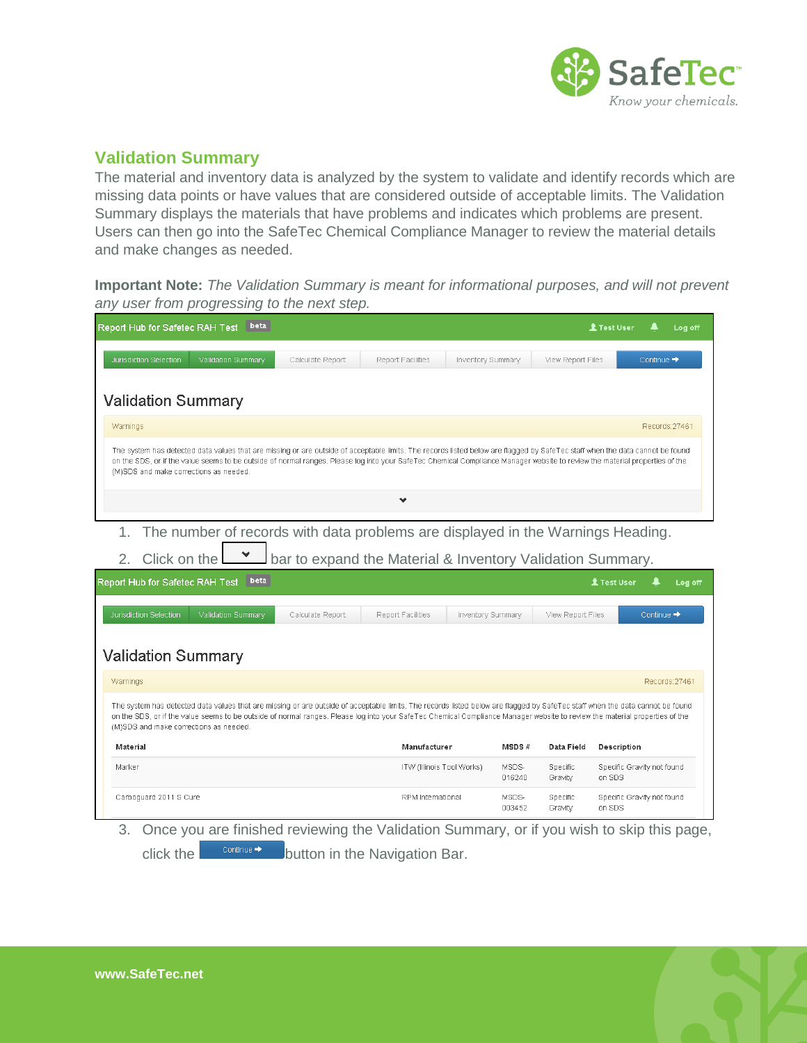## Validation Summary

The material and inventory data is analyzed by the system to validate and identify records which are missing data points or have values that are considered outside of acceptable limits. The Validation Summary displays the materials that have problems and indicates which problems are present. Users can then go into the SafeTec Chemical Compliance Manager to review the material details and make changes as needed.

**Important Note:** *The Validation Summary is meant for informational purposes, and will not prevent any user from progressing to the next step.*

Report Hub for Safetec RAH Test beta — Test User — Log off

Jurisdiction Selection | Validation Summary | Calculate Report | Report Facilities | Inventory Summary | View Report Files | Continue ➔

Validation Summary

Warnings — Records:27461

The system has detected data values that are missing or are outside of acceptable limits. The records listed below are flagged by SafeTec staff when the data cannot be found on the SDS, or if the value seems to be outside of normal ranges. Please log into your SafeTec Chemical Compliance Manager website to review the material properties of the (M)SDS and make corrections as needed.

1. The number of records with data problems are displayed in the Warnings Heading.
2. Click on the ⌄ bar to expand the Material & Inventory Validation Summary.

Report Hub for Safetec RAH Test beta — Test User — Log off

Jurisdiction Selection | Validation Summary | Calculate Report | Report Facilities | Inventory Summary | View Report Files | Continue ➔

Validation Summary

Warnings — Records:27461

The system has detected data values that are missing or are outside of acceptable limits. The records listed below are flagged by SafeTec staff when the data cannot be found on the SDS, or if the value seems to be outside of normal ranges. Please log into your SafeTec Chemical Compliance Manager website to review the material properties of the (M)SDS and make corrections as needed.

| Material | Manufacturer | MSDS # | Data Field | Description |
| --- | --- | --- | --- | --- |
| Marker | ITW (Illinois Tool Works) | MSDS-016240 | Specific Gravity | Specific Gravity not found on SDS |
| Carboguard 2011 S Cure | RPM International | MSDS-003452 | Specific Gravity | Specific Gravity not found on SDS |

3. Once you are finished reviewing the Validation Summary, or if you wish to skip this page, click the Continue ➔ button in the Navigation Bar.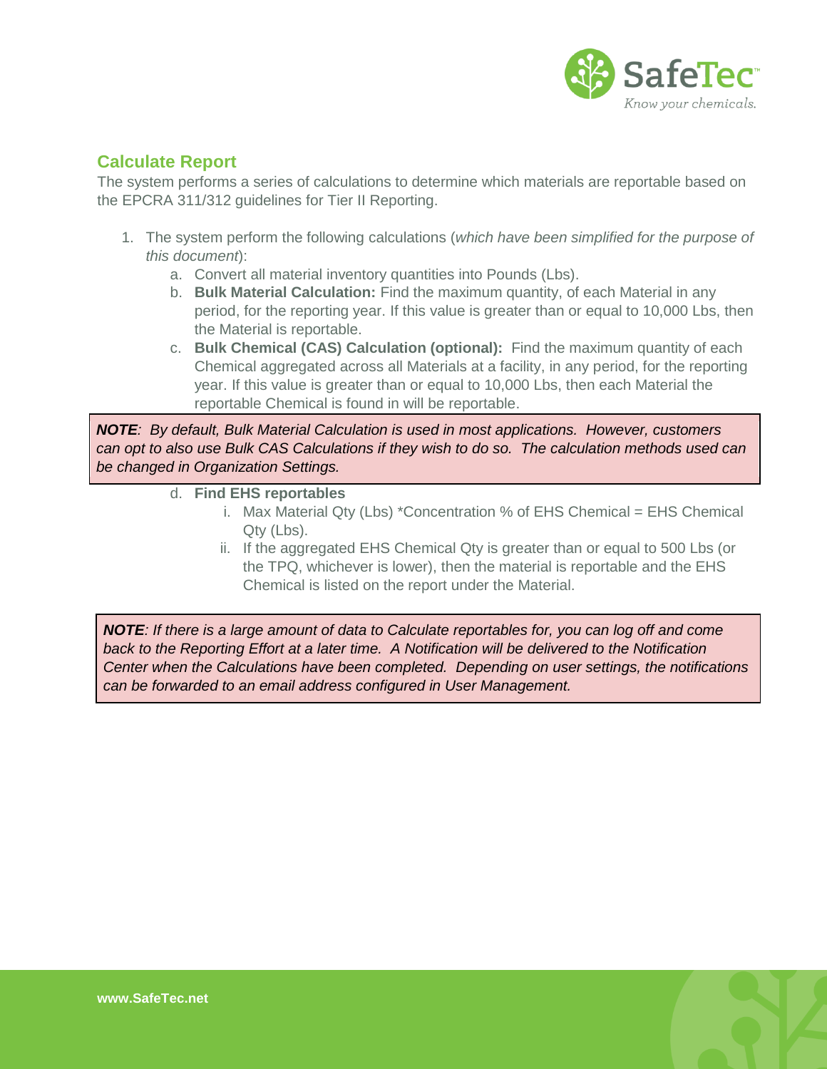## Calculate Report

The system performs a series of calculations to determine which materials are reportable based on the EPCRA 311/312 guidelines for Tier II Reporting.

1. The system perform the following calculations (*which have been simplified for the purpose of this document*):
   a. Convert all material inventory quantities into Pounds (Lbs).
   b. **Bulk Material Calculation:** Find the maximum quantity, of each Material in any period, for the reporting year. If this value is greater than or equal to 10,000 Lbs, then the Material is reportable.
   c. **Bulk Chemical (CAS) Calculation (optional):** Find the maximum quantity of each Chemical aggregated across all Materials at a facility, in any period, for the reporting year. If this value is greater than or equal to 10,000 Lbs, then each Material the reportable Chemical is found in will be reportable.

> ***NOTE**: By default, Bulk Material Calculation is used in most applications. However, customers can opt to also use Bulk CAS Calculations if they wish to do so. The calculation methods used can be changed in Organization Settings.*

   d. **Find EHS reportables**
      i. Max Material Qty (Lbs) *Concentration % of EHS Chemical = EHS Chemical Qty (Lbs).
      ii. If the aggregated EHS Chemical Qty is greater than or equal to 500 Lbs (or the TPQ, whichever is lower), then the material is reportable and the EHS Chemical is listed on the report under the Material.

> ***NOTE**: If there is a large amount of data to Calculate reportables for, you can log off and come back to the Reporting Effort at a later time. A Notification will be delivered to the Notification Center when the Calculations have been completed. Depending on user settings, the notifications can be forwarded to an email address configured in User Management.*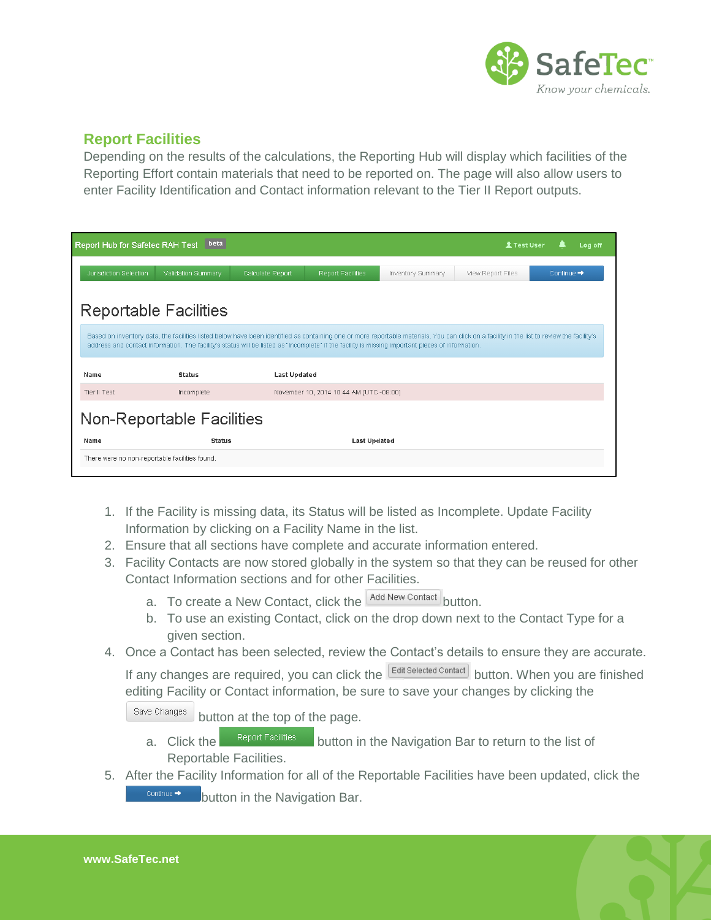## Report Facilities

Depending on the results of the calculations, the Reporting Hub will display which facilities of the Reporting Effort contain materials that need to be reported on. The page will also allow users to enter Facility Identification and Contact information relevant to the Tier II Report outputs.

1. If the Facility is missing data, its Status will be listed as Incomplete. Update Facility Information by clicking on a Facility Name in the list.
2. Ensure that all sections have complete and accurate information entered.
3. Facility Contacts are now stored globally in the system so that they can be reused for other Contact Information sections and for other Facilities.
   a. To create a New Contact, click the Add New Contact button.
   b. To use an existing Contact, click on the drop down next to the Contact Type for a given section.
4. Once a Contact has been selected, review the Contact's details to ensure they are accurate. If any changes are required, you can click the Edit Selected Contact button. When you are finished editing Facility or Contact information, be sure to save your changes by clicking the Save Changes button at the top of the page.
   a. Click the Report Facilities button in the Navigation Bar to return to the list of Reportable Facilities.
5. After the Facility Information for all of the Reportable Facilities have been updated, click the Continue button in the Navigation Bar.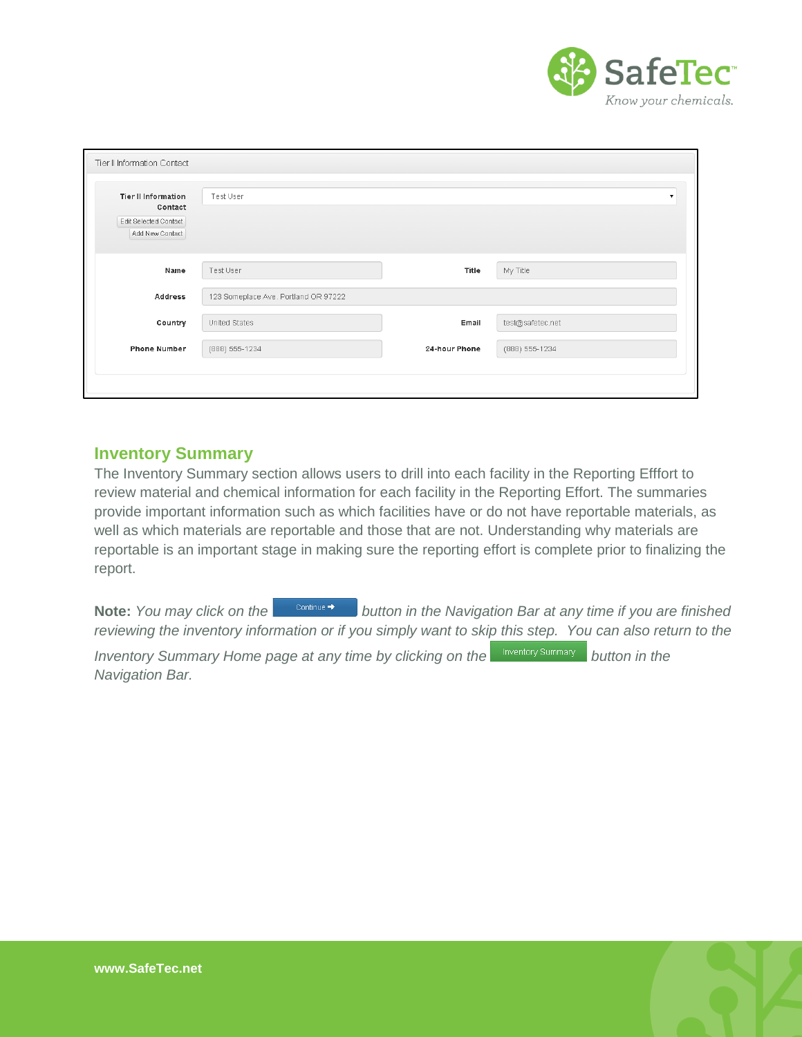Tier II Information Contact

| Tier II Information Contact | Test User |
|---|---|
| Edit Selected Contact | |
| Add New Contact | |

| Name | Test User | Title | My Title |
|---|---|---|---|
| Address | 123 Someplace Ave. Portland OR 97222 | | |
| Country | United States | Email | test@safetec.net |
| Phone Number | (888) 555-1234 | 24-hour Phone | (888) 555-1234 |

## Inventory Summary

The Inventory Summary section allows users to drill into each facility in the Reporting Efffort to review material and chemical information for each facility in the Reporting Effort. The summaries provide important information such as which facilities have or do not have reportable materials, as well as which materials are reportable and those that are not. Understanding why materials are reportable is an important stage in making sure the reporting effort is complete prior to finalizing the report.

**Note:** *You may click on the* Continue ➔ *button in the Navigation Bar at any time if you are finished reviewing the inventory information or if you simply want to skip this step. You can also return to the Inventory Summary Home page at any time by clicking on the* Inventory Summary *button in the Navigation Bar.*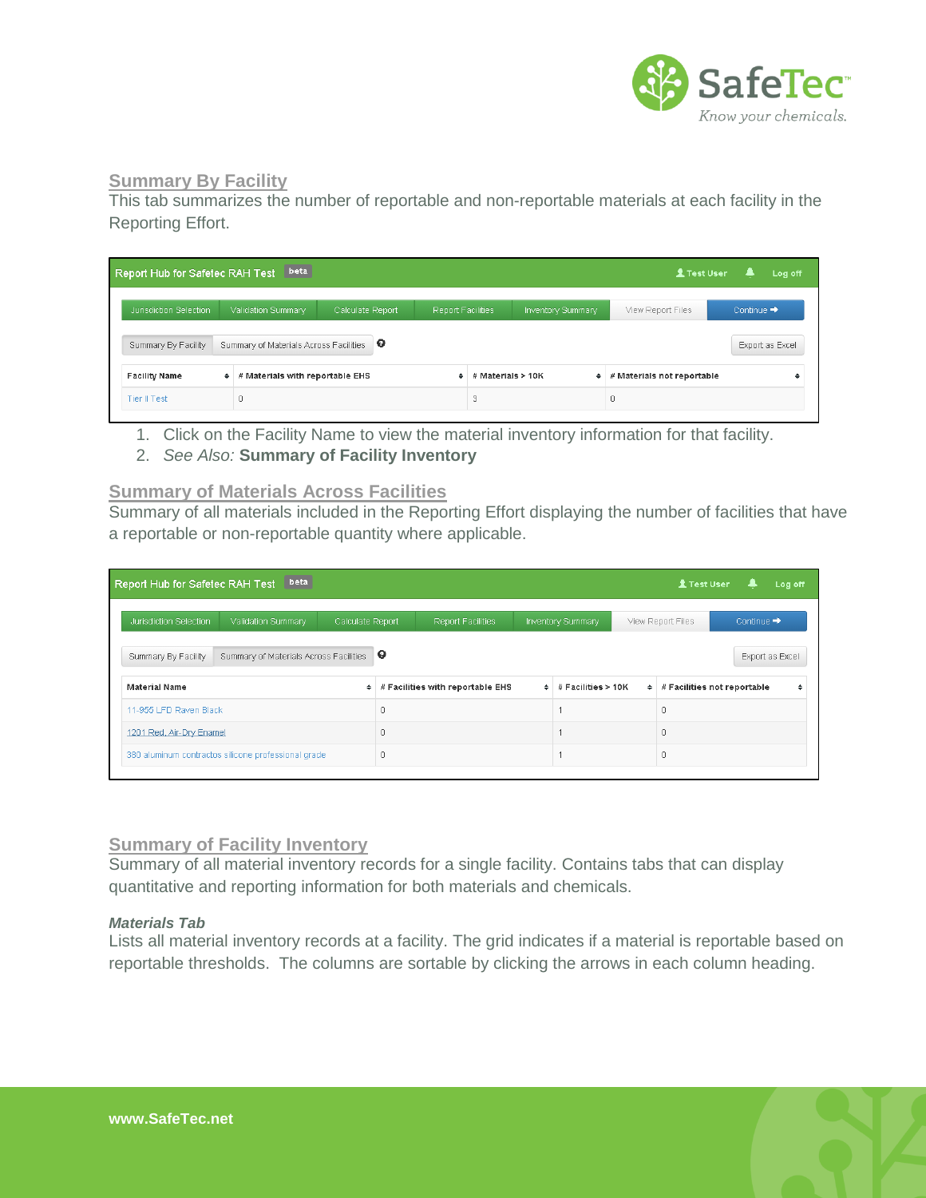## Summary By Facility

This tab summarizes the number of reportable and non-reportable materials at each facility in the Reporting Effort.

1. Click on the Facility Name to view the material inventory information for that facility.
2. *See Also:* **Summary of Facility Inventory**

## Summary of Materials Across Facilities

Summary of all materials included in the Reporting Effort displaying the number of facilities that have a reportable or non-reportable quantity where applicable.

## Summary of Facility Inventory

Summary of all material inventory records for a single facility. Contains tabs that can display quantitative and reporting information for both materials and chemicals.

### *Materials Tab*

Lists all material inventory records at a facility. The grid indicates if a material is reportable based on reportable thresholds. The columns are sortable by clicking the arrows in each column heading.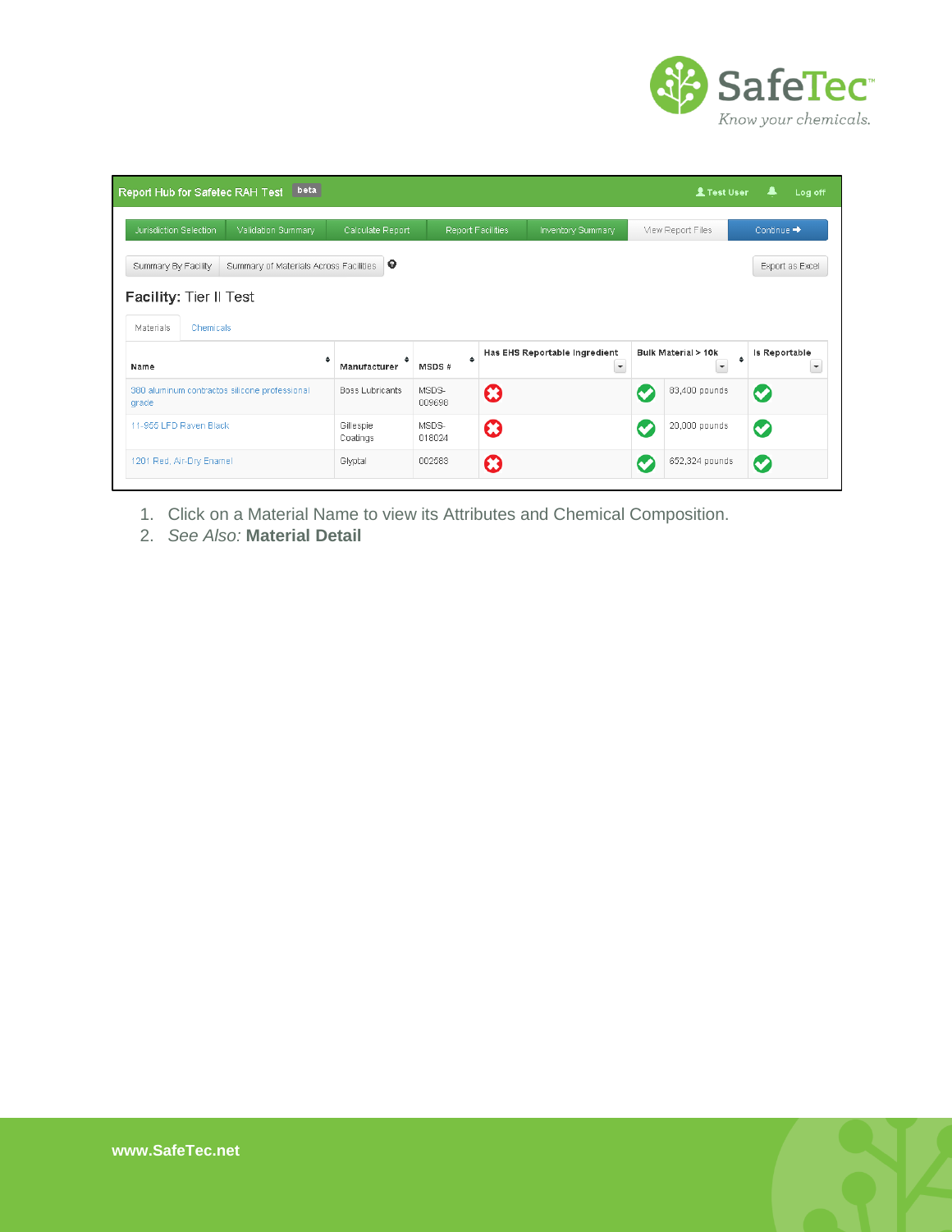| Name | Manufacturer | MSDS # | Has EHS Reportable Ingredient | Bulk Material > 10k | | Is Reportable |
|---|---|---|---|---|---|---|
| 380 aluminum contractos silicone professional grade | Boss Lubricants | MSDS-009698 | ✗ | ✓ | 83,400 pounds | ✓ |
| 11-955 LFD Raven Black | Gillespie Coatings | MSDS-018024 | ✗ | ✓ | 20,000 pounds | ✓ |
| 1201 Red, Air-Dry Enamel | Glyptal | 002583 | ✗ | ✓ | 652,324 pounds | ✓ |

1. Click on a Material Name to view its Attributes and Chemical Composition.
2. *See Also:* **Material Detail**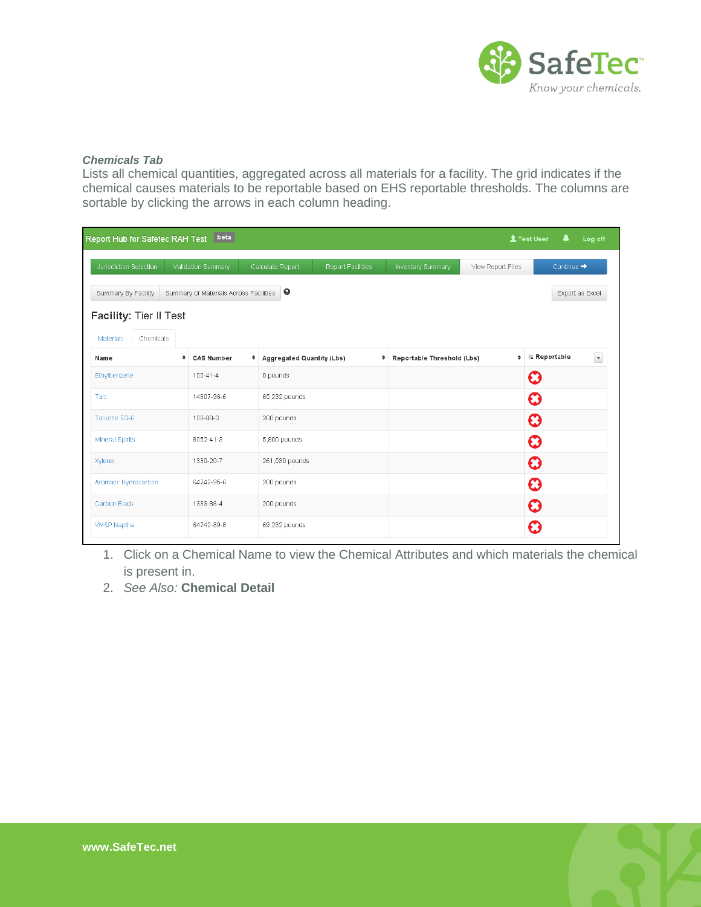***Chemicals Tab***

Lists all chemical quantities, aggregated across all materials for a facility. The grid indicates if the chemical causes materials to be reportable based on EHS reportable thresholds. The columns are sortable by clicking the arrows in each column heading.

Report Hub for Safetec RAH Test beta

Jurisdiction Selection | Validation Summary | Calculate Report | Report Facilities | Inventory Summary | View Report Files | Continue

Summary By Facility | Summary of Materials Across Facilities | Export as Excel

**Facility:** Tier II Test

Materials | Chemicals

| Name | CAS Number | Aggregated Quantity (Lbs) | Reportable Threshold (Lbs) | Is Reportable |
|---|---|---|---|---|
| Ethylbenzene | 100-41-4 | 0 pounds | | ✖ |
| Talc | 14807-96-6 | 65,282 pounds | | ✖ |
| Toluene ES-6 | 108-88-3 | 200 pounds | | ✖ |
| Mineral Spirits | 8052-41-3 | 5,800 pounds | | ✖ |
| Xylene | 1330-20-7 | 261,580 pounds | | ✖ |
| Aromatic Hydrocarbon | 64742-95-6 | 200 pounds | | ✖ |
| Carbon Black | 1333-86-4 | 200 pounds | | ✖ |
| VM&P Naptha | 64742-89-8 | 69,282 pounds | | ✖ |

1. Click on a Chemical Name to view the Chemical Attributes and which materials the chemical is present in.
2. *See Also:* **Chemical Detail**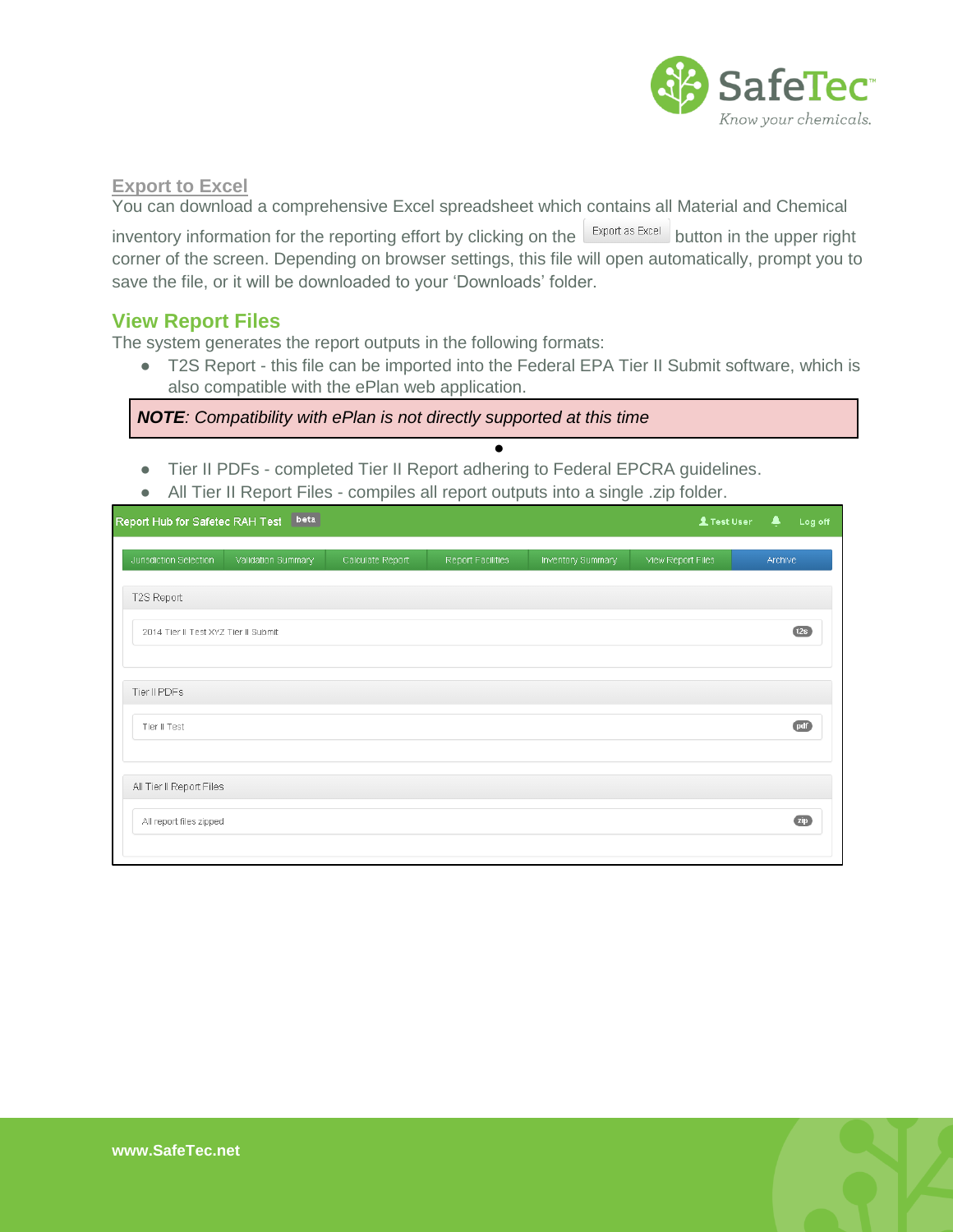## Export to Excel

You can download a comprehensive Excel spreadsheet which contains all Material and Chemical inventory information for the reporting effort by clicking on the Export as Excel button in the upper right corner of the screen. Depending on browser settings, this file will open automatically, prompt you to save the file, or it will be downloaded to your 'Downloads' folder.

## View Report Files

The system generates the report outputs in the following formats:

- T2S Report - this file can be imported into the Federal EPA Tier II Submit software, which is also compatible with the ePlan web application.

> ***NOTE**: Compatibility with ePlan is not directly supported at this time*

- Tier II PDFs - completed Tier II Report adhering to Federal EPCRA guidelines.
- All Tier II Report Files - compiles all report outputs into a single .zip folder.

Report Hub for Safetec RAH Test beta | Test User | Log off

Jurisdiction Selection | Validation Summary | Calculate Report | Report Facilities | Inventory Summary | View Report Files | Archive

**T2S Report**
- 2014 Tier II Test XYZ Tier II Submit (t2s)

**Tier II PDFs**
- Tier II Test (pdf)

**All Tier II Report Files**
- All report files zipped (zip)

www.SafeTec.net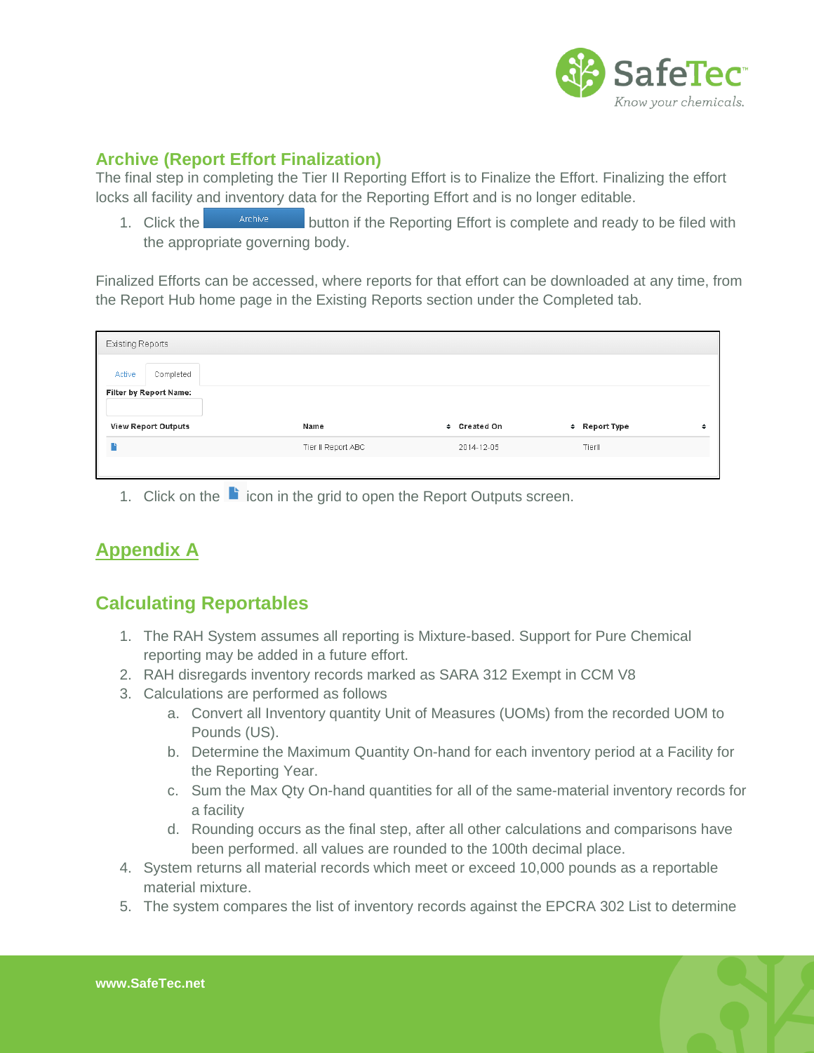## Archive (Report Effort Finalization)

The final step in completing the Tier II Reporting Effort is to Finalize the Effort. Finalizing the effort locks all facility and inventory data for the Reporting Effort and is no longer editable.

1. Click the Archive button if the Reporting Effort is complete and ready to be filed with the appropriate governing body.

Finalized Efforts can be accessed, where reports for that effort can be downloaded at any time, from the Report Hub home page in the Existing Reports section under the Completed tab.

Existing Reports

Active | Completed

Filter by Report Name:

| View Report Outputs | Name | Created On | Report Type |
| --- | --- | --- | --- |
| | Tier II Report ABC | 2014-12-05 | TierII |

1. Click on the icon in the grid to open the Report Outputs screen.

## Appendix A

## Calculating Reportables

1. The RAH System assumes all reporting is Mixture-based. Support for Pure Chemical reporting may be added in a future effort.
2. RAH disregards inventory records marked as SARA 312 Exempt in CCM V8
3. Calculations are performed as follows
   a. Convert all Inventory quantity Unit of Measures (UOMs) from the recorded UOM to Pounds (US).
   b. Determine the Maximum Quantity On-hand for each inventory period at a Facility for the Reporting Year.
   c. Sum the Max Qty On-hand quantities for all of the same-material inventory records for a facility
   d. Rounding occurs as the final step, after all other calculations and comparisons have been performed. all values are rounded to the 100th decimal place.
4. System returns all material records which meet or exceed 10,000 pounds as a reportable material mixture.
5. The system compares the list of inventory records against the EPCRA 302 List to determine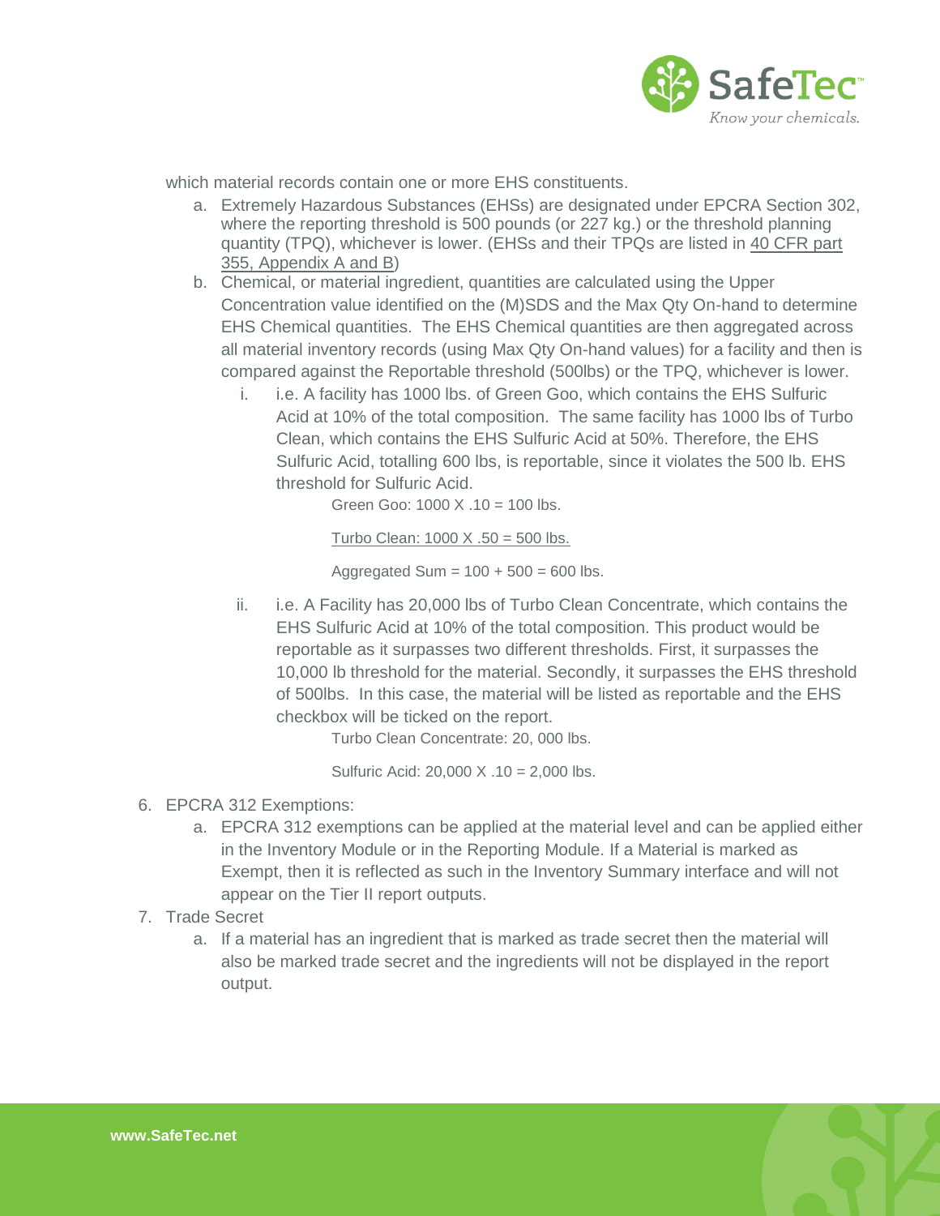which material records contain one or more EHS constituents.

a. Extremely Hazardous Substances (EHSs) are designated under EPCRA Section 302, where the reporting threshold is 500 pounds (or 227 kg.) or the threshold planning quantity (TPQ), whichever is lower. (EHSs and their TPQs are listed in 40 CFR part 355, Appendix A and B)

b. Chemical, or material ingredient, quantities are calculated using the Upper Concentration value identified on the (M)SDS and the Max Qty On-hand to determine EHS Chemical quantities. The EHS Chemical quantities are then aggregated across all material inventory records (using Max Qty On-hand values) for a facility and then is compared against the Reportable threshold (500lbs) or the TPQ, whichever is lower.

   i. i.e. A facility has 1000 lbs. of Green Goo, which contains the EHS Sulfuric Acid at 10% of the total composition. The same facility has 1000 lbs of Turbo Clean, which contains the EHS Sulfuric Acid at 50%. Therefore, the EHS Sulfuric Acid, totalling 600 lbs, is reportable, since it violates the 500 lb. EHS threshold for Sulfuric Acid.

      Green Goo: 1000 X .10 = 100 lbs.

      Turbo Clean: 1000 X .50 = 500 lbs.

      Aggregated Sum = 100 + 500 = 600 lbs.

   ii. i.e. A Facility has 20,000 lbs of Turbo Clean Concentrate, which contains the EHS Sulfuric Acid at 10% of the total composition. This product would be reportable as it surpasses two different thresholds. First, it surpasses the 10,000 lb threshold for the material. Secondly, it surpasses the EHS threshold of 500lbs. In this case, the material will be listed as reportable and the EHS checkbox will be ticked on the report.

      Turbo Clean Concentrate: 20, 000 lbs.

      Sulfuric Acid: 20,000 X .10 = 2,000 lbs.

6. EPCRA 312 Exemptions:
   a. EPCRA 312 exemptions can be applied at the material level and can be applied either in the Inventory Module or in the Reporting Module. If a Material is marked as Exempt, then it is reflected as such in the Inventory Summary interface and will not appear on the Tier II report outputs.
7. Trade Secret
   a. If a material has an ingredient that is marked as trade secret then the material will also be marked trade secret and the ingredients will not be displayed in the report output.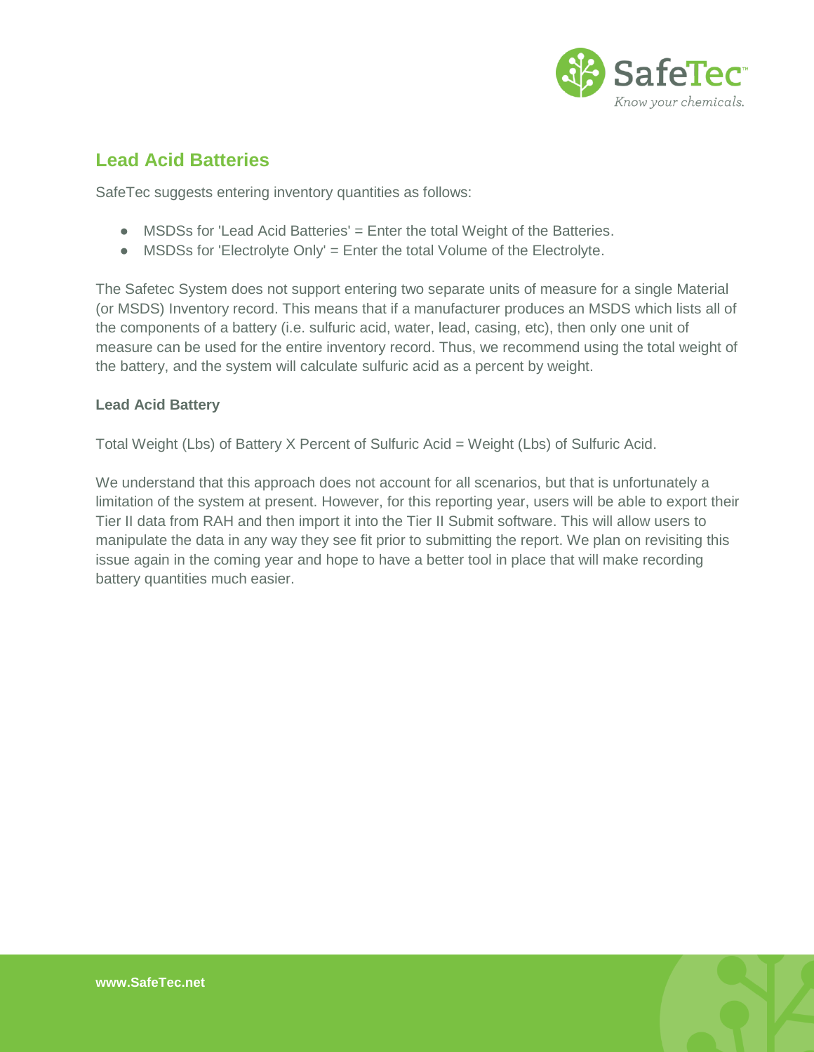## Lead Acid Batteries

SafeTec suggests entering inventory quantities as follows:

- MSDSs for 'Lead Acid Batteries' = Enter the total Weight of the Batteries.
- MSDSs for 'Electrolyte Only' = Enter the total Volume of the Electrolyte.

The Safetec System does not support entering two separate units of measure for a single Material (or MSDS) Inventory record. This means that if a manufacturer produces an MSDS which lists all of the components of a battery (i.e. sulfuric acid, water, lead, casing, etc), then only one unit of measure can be used for the entire inventory record. Thus, we recommend using the total weight of the battery, and the system will calculate sulfuric acid as a percent by weight.

### Lead Acid Battery

Total Weight (Lbs) of Battery X Percent of Sulfuric Acid = Weight (Lbs) of Sulfuric Acid.

We understand that this approach does not account for all scenarios, but that is unfortunately a limitation of the system at present. However, for this reporting year, users will be able to export their Tier II data from RAH and then import it into the Tier II Submit software. This will allow users to manipulate the data in any way they see fit prior to submitting the report. We plan on revisiting this issue again in the coming year and hope to have a better tool in place that will make recording battery quantities much easier.